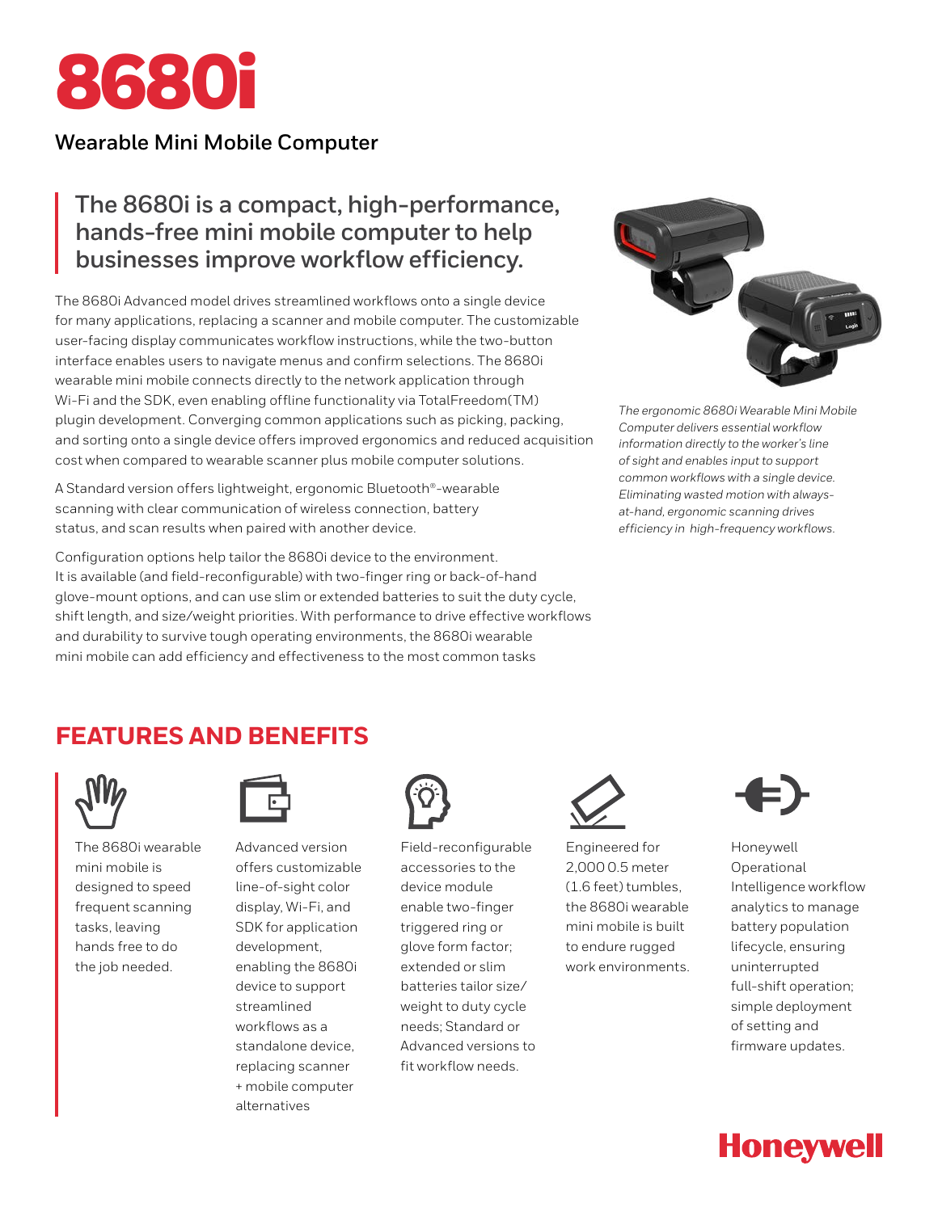# 8680i

## Wearable Mini Mobile Computer

### The 8680i is a compact, high-performance, hands-free mini mobile computer to help businesses improve workflow efficiency.

The 8680i Advanced model drives streamlined workflows onto a single device for many applications, replacing a scanner and mobile computer. The customizable user-facing display communicates workflow instructions, while the two-button interface enables users to navigate menus and confirm selections. The 8680i wearable mini mobile connects directly to the network application through Wi-Fi and the SDK, even enabling offline functionality via TotalFreedom(TM) plugin development. Converging common applications such as picking, packing, and sorting onto a single device offers improved ergonomics and reduced acquisition cost when compared to wearable scanner plus mobile computer solutions.

A Standard version offers lightweight, ergonomic Bluetooth®-wearable scanning with clear communication of wireless connection, battery status, and scan results when paired with another device.

Configuration options help tailor the 8680i device to the environment. It is available (and field-reconfigurable) with two-finger ring or back-of-hand glove-mount options, and can use slim or extended batteries to suit the duty cycle, shift length, and size/weight priorities. With performance to drive effective workflows and durability to survive tough operating environments, the 8680i wearable mini mobile can add efficiency and effectiveness to the most common tasks

*The ergonomic 8680i Wearable Mini Mobile Computer delivers essential workflow information directly to the worker's line of sight and enables input to support common workflows with a single device. Eliminating wasted motion with always-at-hand, ergonomic scanning drives efficiency in high-frequency workflows.*

## FEATURES AND BENEFITS

- The 8680i wearable mini mobile is designed to speed frequent scanning tasks, leaving hands free to do the job needed.
- Advanced version offers customizable line-of-sight color display, Wi-Fi, and SDK for application development, enabling the 8680i device to support streamlined workflows as a standalone device, replacing scanner + mobile computer alternatives
- Field-reconfigurable accessories to the device module enable two-finger triggered ring or glove form factor; extended or slim batteries tailor size/weight to duty cycle needs; Standard or Advanced versions to fit workflow needs.
- Engineered for 2,000 0.5 meter (1.6 feet) tumbles, the 8680i wearable mini mobile is built to endure rugged work environments.
- Honeywell Operational Intelligence workflow analytics to manage battery population lifecycle, ensuring uninterrupted full-shift operation; simple deployment of setting and firmware updates.

Honeywell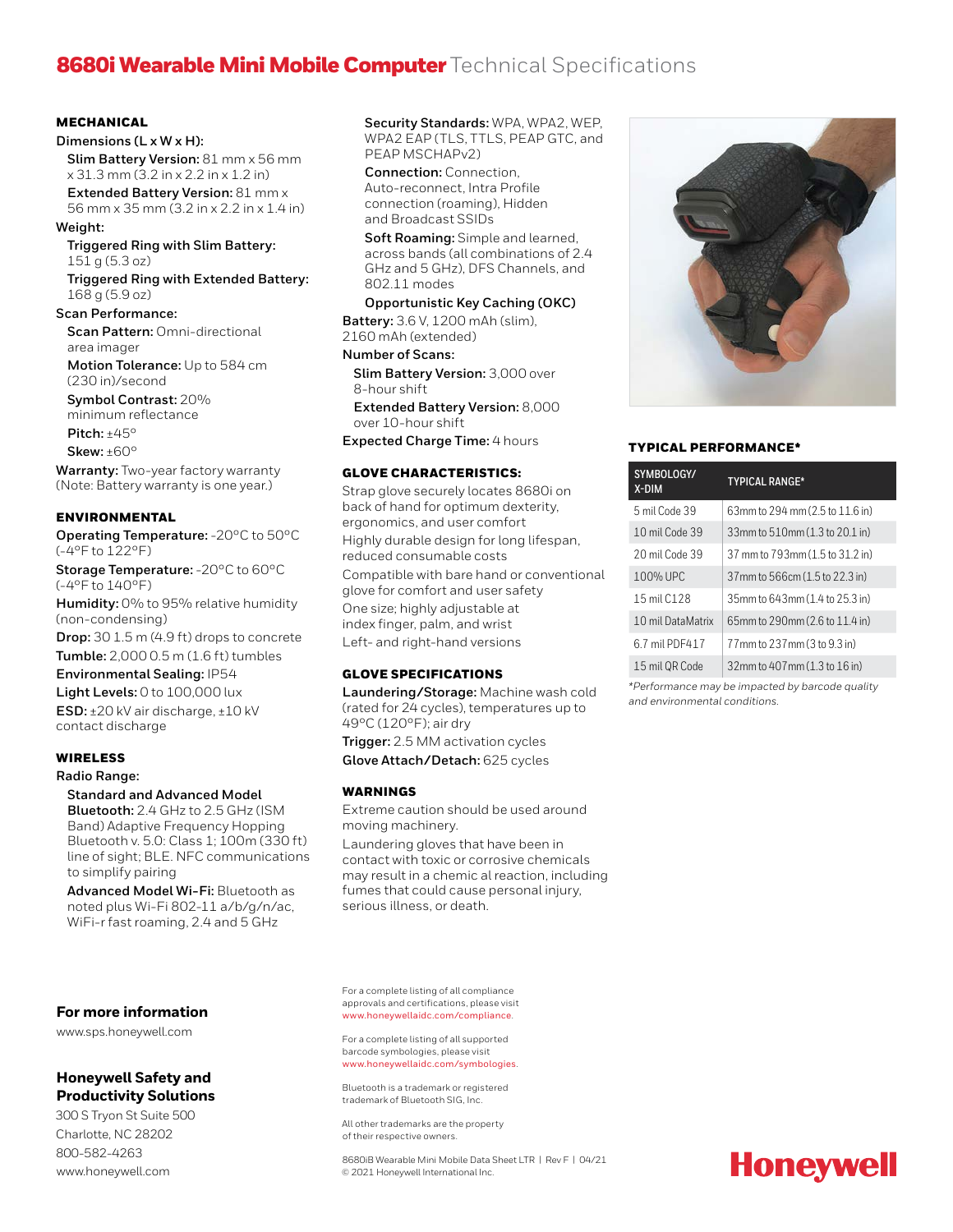# 8680i Wearable Mini Mobile Computer Technical Specifications

## MECHANICAL

**Dimensions (L x W x H):**

**Slim Battery Version:** 81 mm x 56 mm x 31.3 mm (3.2 in x 2.2 in x 1.2 in)

**Extended Battery Version:** 81 mm x 56 mm x 35 mm (3.2 in x 2.2 in x 1.4 in)

**Weight:**

**Triggered Ring with Slim Battery:** 151 g (5.3 oz)

**Triggered Ring with Extended Battery:** 168 g (5.9 oz)

**Scan Performance:**

**Scan Pattern:** Omni-directional area imager

**Motion Tolerance:** Up to 584 cm (230 in)/second

**Symbol Contrast:** 20% minimum reflectance

**Pitch:** ±45°

**Skew:** ±60°

**Warranty:** Two-year factory warranty (Note: Battery warranty is one year.)

## ENVIRONMENTAL

**Operating Temperature:** -20°C to 50°C (-4°F to 122°F)

**Storage Temperature:** -20°C to 60°C (-4°F to 140°F)

**Humidity:** 0% to 95% relative humidity (non-condensing)

**Drop:** 30 1.5 m (4.9 ft) drops to concrete

**Tumble:** 2,000 0.5 m (1.6 ft) tumbles

**Environmental Sealing:** IP54

**Light Levels:** 0 to 100,000 lux

**ESD:** ±20 kV air discharge, ±10 kV contact discharge

## WIRELESS

**Radio Range:**

**Standard and Advanced Model Bluetooth:** 2.4 GHz to 2.5 GHz (ISM Band) Adaptive Frequency Hopping Bluetooth v. 5.0: Class 1; 100m (330 ft) line of sight; BLE. NFC communications to simplify pairing

**Advanced Model Wi-Fi:** Bluetooth as noted plus Wi-Fi 802-11 a/b/g/n/ac, WiFi-r fast roaming, 2.4 and 5 GHz

**Security Standards:** WPA, WPA2, WEP, WPA2 EAP (TLS, TTLS, PEAP GTC, and PEAP MSCHAPv2)

**Connection:** Connection, Auto-reconnect, Intra Profile connection (roaming), Hidden and Broadcast SSIDs

**Soft Roaming:** Simple and learned, across bands (all combinations of 2.4 GHz and 5 GHz), DFS Channels, and 802.11 modes

**Opportunistic Key Caching (OKC)**

**Battery:** 3.6 V, 1200 mAh (slim), 2160 mAh (extended)

**Number of Scans:**

**Slim Battery Version:** 3,000 over 8-hour shift

**Extended Battery Version:** 8,000 over 10-hour shift

**Expected Charge Time:** 4 hours

## GLOVE CHARACTERISTICS:

Strap glove securely locates 8680i on back of hand for optimum dexterity, ergonomics, and user comfort

Highly durable design for long lifespan, reduced consumable costs

Compatible with bare hand or conventional glove for comfort and user safety

One size; highly adjustable at index finger, palm, and wrist

Left- and right-hand versions

## GLOVE SPECIFICATIONS

**Laundering/Storage:** Machine wash cold (rated for 24 cycles), temperatures up to 49°C (120°F); air dry

**Trigger:** 2.5 MM activation cycles

**Glove Attach/Detach:** 625 cycles

## WARNINGS

Extreme caution should be used around moving machinery.

Laundering gloves that have been in contact with toxic or corrosive chemicals may result in a chemic al reaction, including fumes that could cause personal injury, serious illness, or death.

## TYPICAL PERFORMANCE*

| SYMBOLOGY/ X-DIM | TYPICAL RANGE* |
|---|---|
| 5 mil Code 39 | 63mm to 294 mm (2.5 to 11.6 in) |
| 10 mil Code 39 | 33mm to 510mm (1.3 to 20.1 in) |
| 20 mil Code 39 | 37 mm to 793mm (1.5 to 31.2 in) |
| 100% UPC | 37mm to 566cm (1.5 to 22.3 in) |
| 15 mil C128 | 35mm to 643mm (1.4 to 25.3 in) |
| 10 mil DataMatrix | 65mm to 290mm (2.6 to 11.4 in) |
| 6.7 mil PDF417 | 77mm to 237mm (3 to 9.3 in) |
| 15 mil QR Code | 32mm to 407mm (1.3 to 16 in) |

*\*Performance may be impacted by barcode quality and environmental conditions.*

### For more information

www.sps.honeywell.com

### Honeywell Safety and Productivity Solutions

300 S Tryon St Suite 500
Charlotte, NC 28202
800-582-4263
www.honeywell.com

For a complete listing of all compliance approvals and certifications, please visit www.honeywellaidc.com/compliance.

For a complete listing of all supported barcode symbologies, please visit www.honeywellaidc.com/symbologies.

Bluetooth is a trademark or registered trademark of Bluetooth SIG, Inc.

All other trademarks are the property of their respective owners.

8680iB Wearable Mini Mobile Data Sheet LTR | Rev F | 04/21
© 2021 Honeywell International Inc.

Honeywell